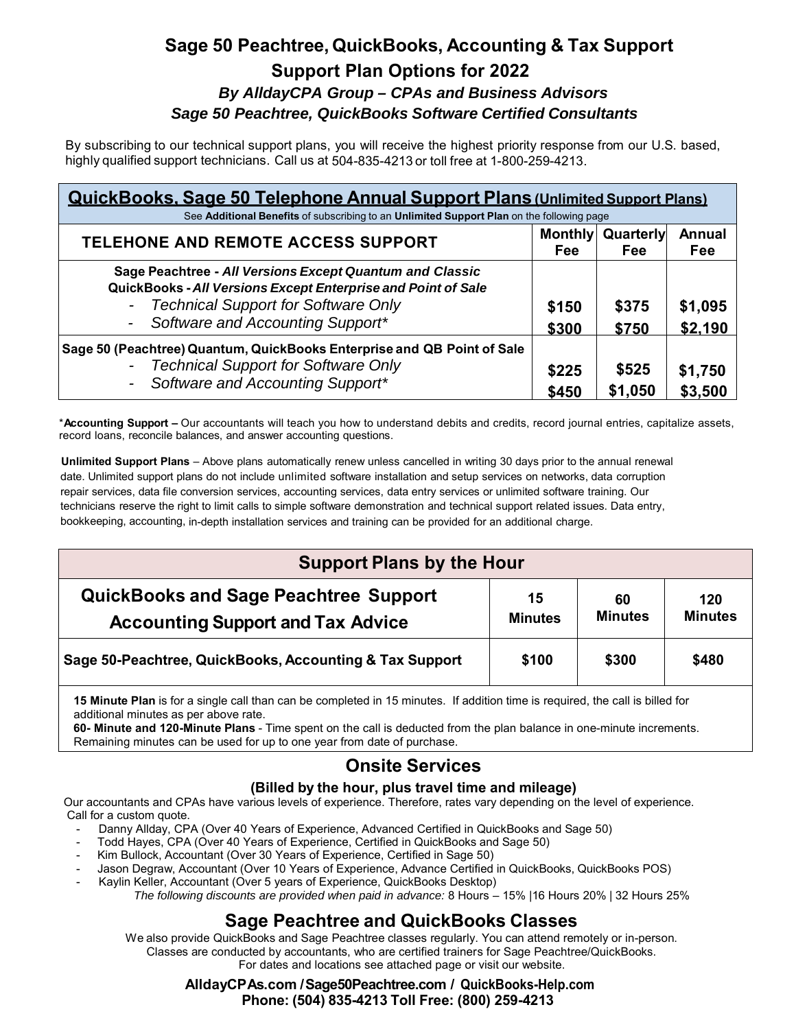# Sage 50 Peachtree, QuickBooks, Accounting & Tax Support

## Support Plan Options for 2022

### *By AlldayCPA Group – CPAs and Business Advisors*

### *Sage 50 Peachtree, QuickBooks Software Certified Consultants*

By subscribing to our technical support plans, you will receive the highest priority response from our U.S. based, highly qualified support technicians. Call us at 504-835-4213 or toll free at 1-800-259-4213.

## QuickBooks, Sage 50 Telephone Annual Support Plans (Unlimited Support Plans)

See **Additional Benefits** of subscribing to an **Unlimited Support Plan** on the following page

| TELEHONE AND REMOTE ACCESS SUPPORT | Monthly Fee | Quarterly Fee | Annual Fee |
|---|---|---|---|
| **Sage Peachtree - *All Versions Except Quantum and Classic*** **QuickBooks - *All Versions Except Enterprise and Point of Sale*** | | | |
| - *Technical Support for Software Only* | $150 | $375 | $1,095 |
| - *Software and Accounting Support** | $300 | $750 | $2,190 |
| **Sage 50 (Peachtree) Quantum, QuickBooks Enterprise and QB Point of Sale** | | | |
| - *Technical Support for Software Only* | $225 | $525 | $1,750 |
| - *Software and Accounting Support** | $450 | $1,050 | $3,500 |

***Accounting Support –** Our accountants will teach you how to understand debits and credits, record journal entries, capitalize assets, record loans, reconcile balances, and answer accounting questions.

**Unlimited Support Plans** – Above plans automatically renew unless cancelled in writing 30 days prior to the annual renewal date. Unlimited support plans do not include unlimited software installation and setup services on networks, data corruption repair services, data file conversion services, accounting services, data entry services or unlimited software training. Our technicians reserve the right to limit calls to simple software demonstration and technical support related issues. Data entry, bookkeeping, accounting, in-depth installation services and training can be provided for an additional charge.

## Support Plans by the Hour

| QuickBooks and Sage Peachtree Support Accounting Support and Tax Advice | 15 Minutes | 60 Minutes | 120 Minutes |
|---|---|---|---|
| **Sage 50-Peachtree, QuickBooks, Accounting & Tax Support** | $100 | $300 | $480 |

**15 Minute Plan** is for a single call than can be completed in 15 minutes. If addition time is required, the call is billed for additional minutes as per above rate.
**60- Minute and 120-Minute Plans** - Time spent on the call is deducted from the plan balance in one-minute increments. Remaining minutes can be used for up to one year from date of purchase.

## Onsite Services

### (Billed by the hour, plus travel time and mileage)

Our accountants and CPAs have various levels of experience. Therefore, rates vary depending on the level of experience. Call for a custom quote.

- Danny Allday, CPA (Over 40 Years of Experience, Advanced Certified in QuickBooks and Sage 50)
- Todd Hayes, CPA (Over 40 Years of Experience, Certified in QuickBooks and Sage 50)
- Kim Bullock, Accountant (Over 30 Years of Experience, Certified in Sage 50)
- Jason Degraw, Accountant (Over 10 Years of Experience, Advance Certified in QuickBooks, QuickBooks POS)
- Kaylin Keller, Accountant (Over 5 years of Experience, QuickBooks Desktop)

*The following discounts are provided when paid in advance:* 8 Hours – 15% |16 Hours 20% | 32 Hours 25%

## Sage Peachtree and QuickBooks Classes

We also provide QuickBooks and Sage Peachtree classes regularly. You can attend remotely or in-person. Classes are conducted by accountants, who are certified trainers for Sage Peachtree/QuickBooks. For dates and locations see attached page or visit our website.

**AlldayCPAs.com / Sage50Peachtree.com / QuickBooks-Help.com**
**Phone: (504) 835-4213 Toll Free: (800) 259-4213**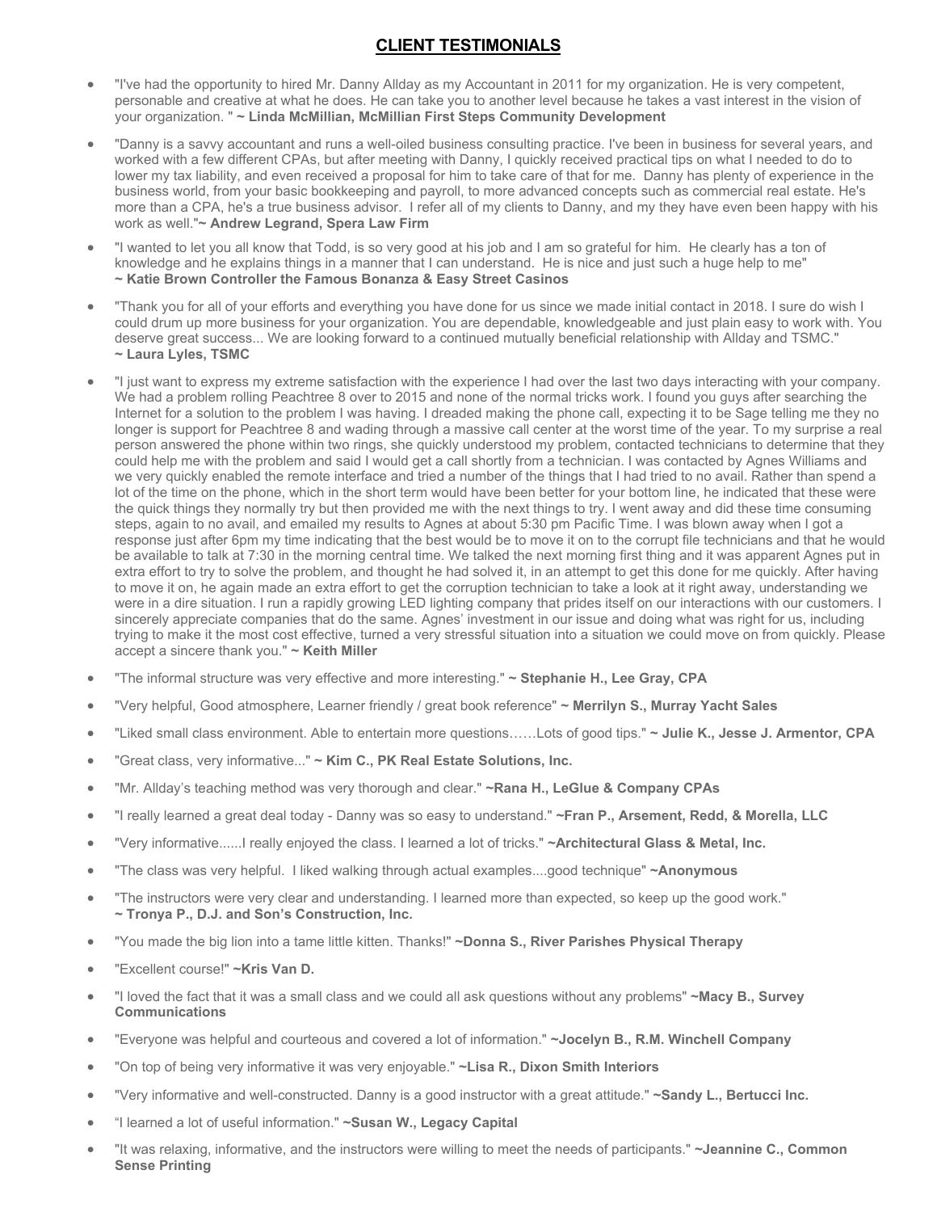# CLIENT TESTIMONIALS

- "I've had the opportunity to hired Mr. Danny Allday as my Accountant in 2011 for my organization. He is very competent, personable and creative at what he does. He can take you to another level because he takes a vast interest in the vision of your organization. " **~ Linda McMillian, McMillian First Steps Community Development**

- "Danny is a savvy accountant and runs a well-oiled business consulting practice. I've been in business for several years, and worked with a few different CPAs, but after meeting with Danny, I quickly received practical tips on what I needed to do to lower my tax liability, and even received a proposal for him to take care of that for me. Danny has plenty of experience in the business world, from your basic bookkeeping and payroll, to more advanced concepts such as commercial real estate. He's more than a CPA, he's a true business advisor. I refer all of my clients to Danny, and my they have even been happy with his work as well."**~ Andrew Legrand, Spera Law Firm**

- "I wanted to let you all know that Todd, is so very good at his job and I am so grateful for him. He clearly has a ton of knowledge and he explains things in a manner that I can understand. He is nice and just such a huge help to me" **~ Katie Brown Controller the Famous Bonanza & Easy Street Casinos**

- "Thank you for all of your efforts and everything you have done for us since we made initial contact in 2018. I sure do wish I could drum up more business for your organization. You are dependable, knowledgeable and just plain easy to work with. You deserve great success... We are looking forward to a continued mutually beneficial relationship with Allday and TSMC." **~ Laura Lyles, TSMC**

- "I just want to express my extreme satisfaction with the experience I had over the last two days interacting with your company. We had a problem rolling Peachtree 8 over to 2015 and none of the normal tricks work. I found you guys after searching the Internet for a solution to the problem I was having. I dreaded making the phone call, expecting it to be Sage telling me they no longer is support for Peachtree 8 and wading through a massive call center at the worst time of the year. To my surprise a real person answered the phone within two rings, she quickly understood my problem, contacted technicians to determine that they could help me with the problem and said I would get a call shortly from a technician. I was contacted by Agnes Williams and we very quickly enabled the remote interface and tried a number of the things that I had tried to no avail. Rather than spend a lot of the time on the phone, which in the short term would have been better for your bottom line, he indicated that these were the quick things they normally try but then provided me with the next things to try. I went away and did these time consuming steps, again to no avail, and emailed my results to Agnes at about 5:30 pm Pacific Time. I was blown away when I got a response just after 6pm my time indicating that the best would be to move it on to the corrupt file technicians and that he would be available to talk at 7:30 in the morning central time. We talked the next morning first thing and it was apparent Agnes put in extra effort to try to solve the problem, and thought he had solved it, in an attempt to get this done for me quickly. After having to move it on, he again made an extra effort to get the corruption technician to take a look at it right away, understanding we were in a dire situation. I run a rapidly growing LED lighting company that prides itself on our interactions with our customers. I sincerely appreciate companies that do the same. Agnes' investment in our issue and doing what was right for us, including trying to make it the most cost effective, turned a very stressful situation into a situation we could move on from quickly. Please accept a sincere thank you." **~ Keith Miller**

- "The informal structure was very effective and more interesting." **~ Stephanie H., Lee Gray, CPA**

- "Very helpful, Good atmosphere, Learner friendly / great book reference" **~ Merrilyn S., Murray Yacht Sales**

- "Liked small class environment. Able to entertain more questions……Lots of good tips." **~ Julie K., Jesse J. Armentor, CPA**

- "Great class, very informative..." **~ Kim C., PK Real Estate Solutions, Inc.**

- "Mr. Allday's teaching method was very thorough and clear." **~Rana H., LeGlue & Company CPAs**

- "I really learned a great deal today - Danny was so easy to understand." **~Fran P., Arsement, Redd, & Morella, LLC**

- "Very informative......I really enjoyed the class. I learned a lot of tricks." **~Architectural Glass & Metal, Inc.**

- "The class was very helpful. I liked walking through actual examples....good technique" **~Anonymous**

- "The instructors were very clear and understanding. I learned more than expected, so keep up the good work." **~ Tronya P., D.J. and Son's Construction, Inc.**

- "You made the big lion into a tame little kitten. Thanks!" **~Donna S., River Parishes Physical Therapy**

- "Excellent course!" **~Kris Van D.**

- "I loved the fact that it was a small class and we could all ask questions without any problems" **~Macy B., Survey Communications**

- "Everyone was helpful and courteous and covered a lot of information." **~Jocelyn B., R.M. Winchell Company**

- "On top of being very informative it was very enjoyable." **~Lisa R., Dixon Smith Interiors**

- "Very informative and well-constructed. Danny is a good instructor with a great attitude." **~Sandy L., Bertucci Inc.**

- "I learned a lot of useful information." **~Susan W., Legacy Capital**

- "It was relaxing, informative, and the instructors were willing to meet the needs of participants." **~Jeannine C., Common Sense Printing**